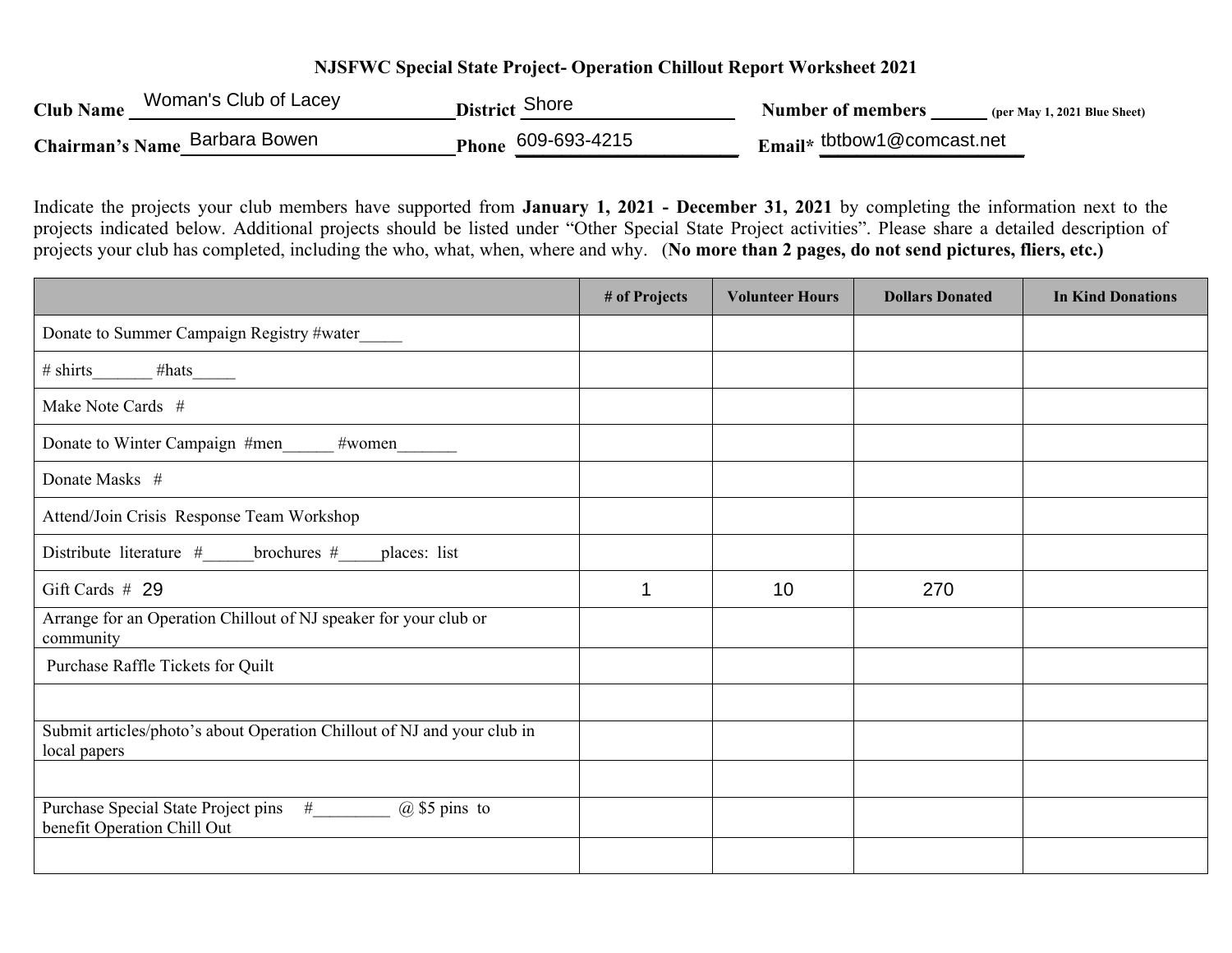# NJSFWC Special State Project- Operation Chillout Report Worksheet 2021

**Club Name** Woman's Club of Lacey **District** Shore **Number of members** ______ **(per May 1, 2021 Blue Sheet)**

**Chairman's Name** Barbara Bowen **Phone** 609-693-4215 **Email*** tbtbow1@comcast.net

Indicate the projects your club members have supported from **January 1, 2021 - December 31, 2021** by completing the information next to the projects indicated below. Additional projects should be listed under "Other Special State Project activities". Please share a detailed description of projects your club has completed, including the who, what, when, where and why. (**No more than 2 pages, do not send pictures, fliers, etc.)**

| | # of Projects | Volunteer Hours | Dollars Donated | In Kind Donations |
|---|---|---|---|---|
| Donate to Summer Campaign Registry #water_____ | | | | |
| # shirts_______ #hats_____ | | | | |
| Make Note Cards # | | | | |
| Donate to Winter Campaign #men______ #women_______ | | | | |
| Donate Masks # | | | | |
| Attend/Join Crisis Response Team Workshop | | | | |
| Distribute literature #______brochures #_____places: list | | | | |
| Gift Cards # 29 | 1 | 10 | 270 | |
| Arrange for an Operation Chillout of NJ speaker for your club or community | | | | |
| Purchase Raffle Tickets for Quilt | | | | |
| | | | | |
| Submit articles/photo's about Operation Chillout of NJ and your club in local papers | | | | |
| | | | | |
| Purchase Special State Project pins #_________ @ $5 pins to benefit Operation Chill Out | | | | |
| | | | | |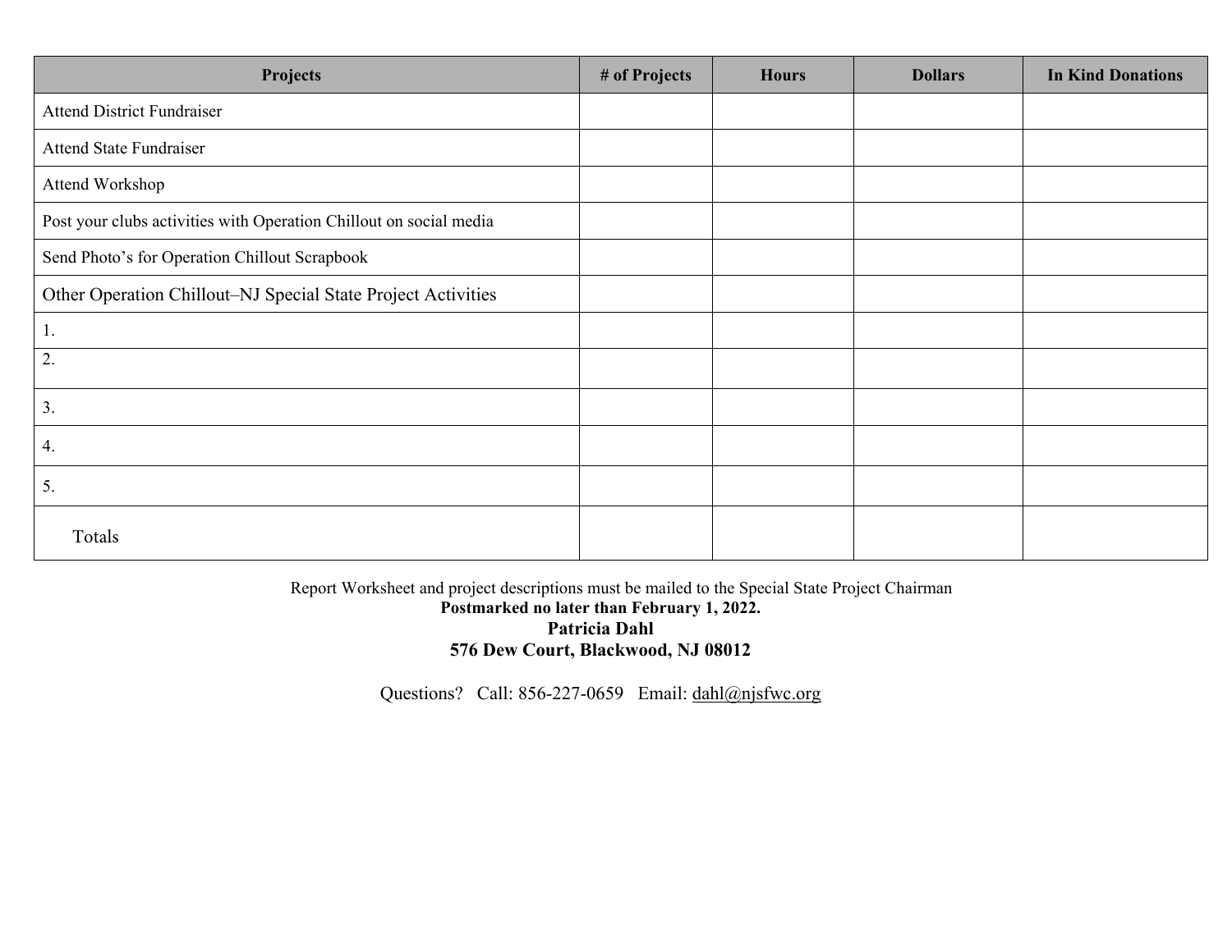| Projects | # of Projects | Hours | Dollars | In Kind Donations |
|---|---|---|---|---|
| Attend District Fundraiser | | | | |
| Attend State Fundraiser | | | | |
| Attend Workshop | | | | |
| Post your clubs activities with Operation Chillout on social media | | | | |
| Send Photo's for Operation Chillout Scrapbook | | | | |
| Other Operation Chillout–NJ Special State Project Activities | | | | |
| 1. | | | | |
| 2. | | | | |
| 3. | | | | |
| 4. | | | | |
| 5. | | | | |
| Totals | | | | |

Report Worksheet and project descriptions must be mailed to the Special State Project Chairman
**Postmarked no later than February 1, 2022.**
**Patricia Dahl**
**576 Dew Court, Blackwood, NJ 08012**

Questions? Call: 856-227-0659 Email: dahl@njsfwc.org